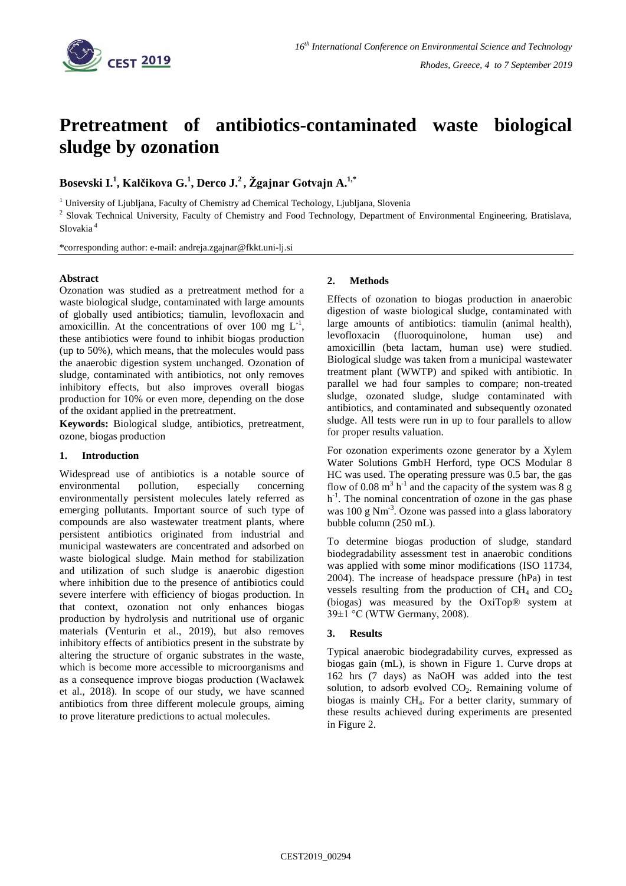# Pretreatment of antibiotics-contaminated waste biological sludge by ozonation

**Bosevski I.[1], Kalčikova G.[1], Derco J.[2], Žgajnar Gotvajn A.[1,*]**

[1] University of Ljubljana, Faculty of Chemistry ad Chemical Techology, Ljubljana, Slovenia

[2] Slovak Technical University, Faculty of Chemistry and Food Technology, Department of Environmental Engineering, Bratislava, Slovakia [4]

*corresponding author: e-mail: andreja.zgajnar@fkkt.uni-lj.si

**Abstract**

Ozonation was studied as a pretreatment method for a waste biological sludge, contaminated with large amounts of globally used antibiotics; tiamulin, levofloxacin and amoxicillin. At the concentrations of over 100 mg $L^{-1}$, these antibiotics were found to inhibit biogas production (up to 50%), which means, that the molecules would pass the anaerobic digestion system unchanged. Ozonation of sludge, contaminated with antibiotics, not only removes inhibitory effects, but also improves overall biogas production for 10% or even more, depending on the dose of the oxidant applied in the pretreatment.

**Keywords:** Biological sludge, antibiotics, pretreatment, ozone, biogas production

## 1. Introduction

Widespread use of antibiotics is a notable source of environmental pollution, especially concerning environmentally persistent molecules lately referred as emerging pollutants. Important source of such type of compounds are also wastewater treatment plants, where persistent antibiotics originated from industrial and municipal wastewaters are concentrated and adsorbed on waste biological sludge. Main method for stabilization and utilization of such sludge is anaerobic digestion where inhibition due to the presence of antibiotics could severe interfere with efficiency of biogas production. In that context, ozonation not only enhances biogas production by hydrolysis and nutritional use of organic materials (Venturin et al., 2019), but also removes inhibitory effects of antibiotics present in the substrate by altering the structure of organic substrates in the waste, which is become more accessible to microorganisms and as a consequence improve biogas production (Wacławek et al., 2018). In scope of our study, we have scanned antibiotics from three different molecule groups, aiming to prove literature predictions to actual molecules.

## 2. Methods

Effects of ozonation to biogas production in anaerobic digestion of waste biological sludge, contaminated with large amounts of antibiotics: tiamulin (animal health), levofloxacin (fluoroquinolone, human use) and amoxicillin (beta lactam, human use) were studied. Biological sludge was taken from a municipal wastewater treatment plant (WWTP) and spiked with antibiotic. In parallel we had four samples to compare; non-treated sludge, ozonated sludge, sludge contaminated with antibiotics, and contaminated and subsequently ozonated sludge. All tests were run in up to four parallels to allow for proper results valuation.

For ozonation experiments ozone generator by a Xylem Water Solutions GmbH Herford, type OCS Modular 8 HC was used. The operating pressure was 0.5 bar, the gas flow of 0.08 $m^3$ $h^{-1}$ and the capacity of the system was 8 g $h^{-1}$. The nominal concentration of ozone in the gas phase was 100 g $Nm^{-3}$. Ozone was passed into a glass laboratory bubble column (250 mL).

To determine biogas production of sludge, standard biodegradability assessment test in anaerobic conditions was applied with some minor modifications (ISO 11734, 2004). The increase of headspace pressure (hPa) in test vessels resulting from the production of $CH_4$ and $CO_2$ (biogas) was measured by the OxiTop® system at 39±1 °C (WTW Germany, 2008).

## 3. Results

Typical anaerobic biodegradability curves, expressed as biogas gain (mL), is shown in Figure 1. Curve drops at 162 hrs (7 days) as NaOH was added into the test solution, to adsorb evolved $CO_2$. Remaining volume of biogas is mainly $CH_4$. For a better clarity, summary of these results achieved during experiments are presented in Figure 2.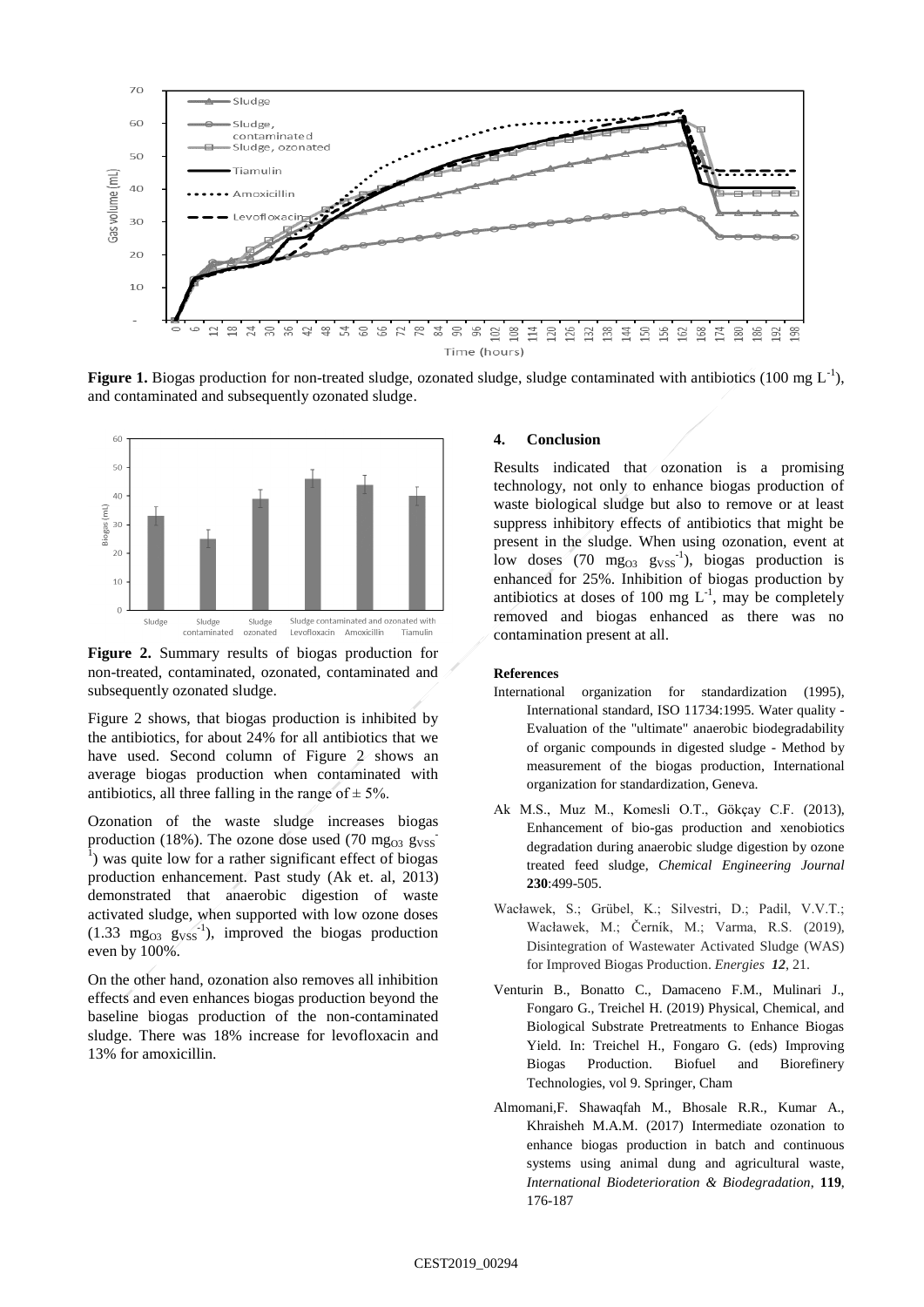70
60
50
40
30
20
10
-

Gas volume (mL)

Sludge
Sludge, contaminated
Sludge, ozonated
Tiamulin
Amoxicillin
Levofloxacin

0 6 12 18 24 30 36 42 48 54 60 66 72 78 84 90 96 102 108 114 120 126 132 138 144 150 156 162 168 174 180 186 192 198

Time (hours)

**Figure 1.** Biogas production for non-treated sludge, ozonated sludge, sludge contaminated with antibiotics (100 mg $L^{-1}$), and contaminated and subsequently ozonated sludge.

60
50
40
30
20
10
0

Biogas (mL)

Sludge | Sludge contaminated | Sludge ozonated | Sludge contaminated and ozonated with: Levofloxacin, Amoxicillin, Tiamulin

**Figure 2.** Summary results of biogas production for non-treated, contaminated, ozonated, contaminated and subsequently ozonated sludge.

Figure 2 shows, that biogas production is inhibited by the antibiotics, for about 24% for all antibiotics that we have used. Second column of Figure 2 shows an average biogas production when contaminated with antibiotics, all three falling in the range of ± 5%.

Ozonation of the waste sludge increases biogas production (18%). The ozone dose used (70 $mg_{O3}$ $g_{VSS}^{-1}$) was quite low for a rather significant effect of biogas production enhancement. Past study (Ak et. al, 2013) demonstrated that anaerobic digestion of waste activated sludge, when supported with low ozone doses (1.33 $mg_{O3}$ $g_{VSS}^{-1}$), improved the biogas production even by 100%.

On the other hand, ozonation also removes all inhibition effects and even enhances biogas production beyond the baseline biogas production of the non-contaminated sludge. There was 18% increase for levofloxacin and 13% for amoxicillin.

## 4. Conclusion

Results indicated that ozonation is a promising technology, not only to enhance biogas production of waste biological sludge but also to remove or at least suppress inhibitory effects of antibiotics that might be present in the sludge. When using ozonation, event at low doses (70 $mg_{O3}$ $g_{VSS}^{-1}$), biogas production is enhanced for 25%. Inhibition of biogas production by antibiotics at doses of 100 mg $L^{-1}$, may be completely removed and biogas enhanced as there was no contamination present at all.

**References**

International organization for standardization (1995), International standard, ISO 11734:1995. Water quality - Evaluation of the "ultimate" anaerobic biodegradability of organic compounds in digested sludge - Method by measurement of the biogas production, International organization for standardization, Geneva.

Ak M.S., Muz M., Komesli O.T., Gökçay C.F. (2013), Enhancement of bio-gas production and xenobiotics degradation during anaerobic sludge digestion by ozone treated feed sludge, *Chemical Engineering Journal* **230**:499-505.

Wacławek, S.; Grübel, K.; Silvestri, D.; Padil, V.V.T.; Wacławek, M.; Černík, M.; Varma, R.S. (2019), Disintegration of Wastewater Activated Sludge (WAS) for Improved Biogas Production. *Energies* ***12***, 21.

Venturin B., Bonatto C., Damaceno F.M., Mulinari J., Fongaro G., Treichel H. (2019) Physical, Chemical, and Biological Substrate Pretreatments to Enhance Biogas Yield. In: Treichel H., Fongaro G. (eds) Improving Biogas Production. Biofuel and Biorefinery Technologies, vol 9. Springer, Cham

Almomani,F. Shawaqfah M., Bhosale R.R., Kumar A., Khraisheh M.A.M. (2017) Intermediate ozonation to enhance biogas production in batch and continuous systems using animal dung and agricultural waste, *International Biodeterioration & Biodegradation*, **119**, 176-187